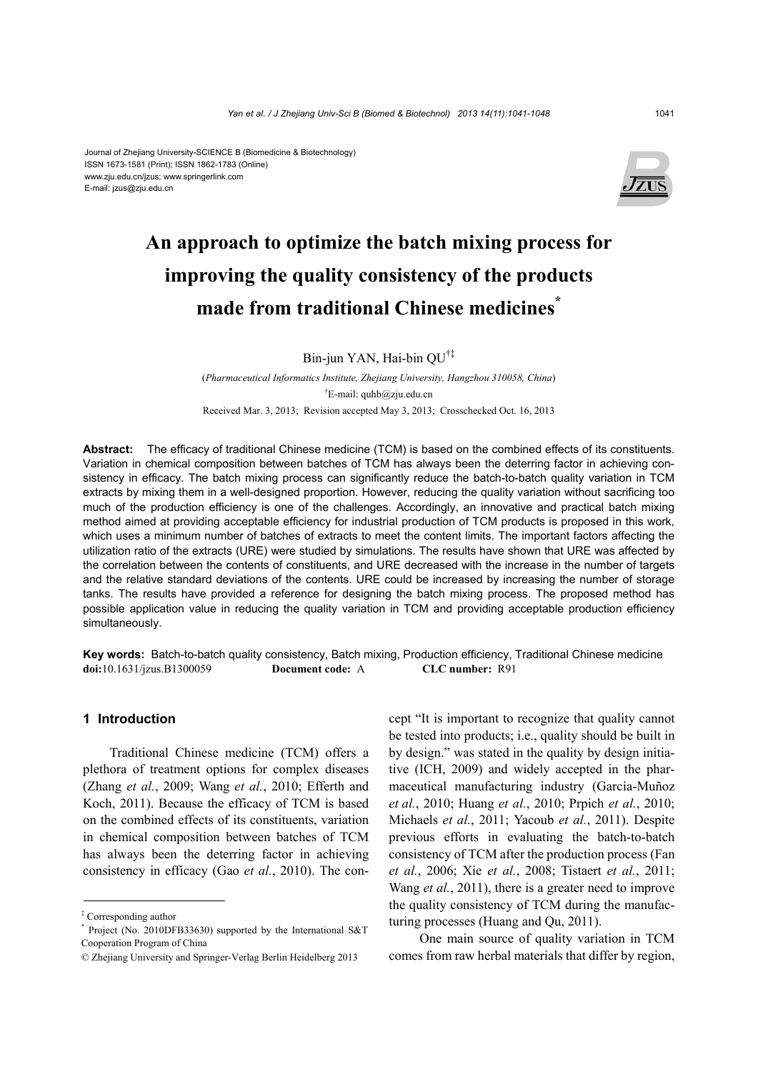Journal of Zhejiang University-SCIENCE B (Biomedicine & Biotechnology)
ISSN 1673-1581 (Print); ISSN 1862-1783 (Online)
www.zju.edu.cn/jzus; www.springerlink.com
E-mail: jzus@zju.edu.cn

# An approach to optimize the batch mixing process for improving the quality consistency of the products made from traditional Chinese medicines*

Bin-jun YAN, Hai-bin QU†‡

(*Pharmaceutical Informatics Institute, Zhejiang University, Hangzhou 310058, China*)

†E-mail: quhb@zju.edu.cn

Received Mar. 3, 2013; Revision accepted May 3, 2013; Crosschecked Oct. 16, 2013

**Abstract:** The efficacy of traditional Chinese medicine (TCM) is based on the combined effects of its constituents. Variation in chemical composition between batches of TCM has always been the deterring factor in achieving consistency in efficacy. The batch mixing process can significantly reduce the batch-to-batch quality variation in TCM extracts by mixing them in a well-designed proportion. However, reducing the quality variation without sacrificing too much of the production efficiency is one of the challenges. Accordingly, an innovative and practical batch mixing method aimed at providing acceptable efficiency for industrial production of TCM products is proposed in this work, which uses a minimum number of batches of extracts to meet the content limits. The important factors affecting the utilization ratio of the extracts (URE) were studied by simulations. The results have shown that URE was affected by the correlation between the contents of constituents, and URE decreased with the increase in the number of targets and the relative standard deviations of the contents. URE could be increased by increasing the number of storage tanks. The results have provided a reference for designing the batch mixing process. The proposed method has possible application value in reducing the quality variation in TCM and providing acceptable production efficiency simultaneously.

**Key words:** Batch-to-batch quality consistency, Batch mixing, Production efficiency, Traditional Chinese medicine

**doi:**10.1631/jzus.B1300059 **Document code:** A **CLC number:** R91

## 1 Introduction

Traditional Chinese medicine (TCM) offers a plethora of treatment options for complex diseases (Zhang *et al.*, 2009; Wang *et al.*, 2010; Efferth and Koch, 2011). Because the efficacy of TCM is based on the combined effects of its constituents, variation in chemical composition between batches of TCM has always been the deterring factor in achieving consistency in efficacy (Gao *et al.*, 2010). The concept "It is important to recognize that quality cannot be tested into products; i.e., quality should be built in by design." was stated in the quality by design initiative (ICH, 2009) and widely accepted in the pharmaceutical manufacturing industry (García-Muñoz *et al.*, 2010; Huang *et al.*, 2010; Prpich *et al.*, 2010; Michaels *et al.*, 2011; Yacoub *et al.*, 2011). Despite previous efforts in evaluating the batch-to-batch consistency of TCM after the production process (Fan *et al.*, 2006; Xie *et al.*, 2008; Tistaert *et al.*, 2011; Wang *et al.*, 2011), there is a greater need to improve the quality consistency of TCM during the manufacturing processes (Huang and Qu, 2011).

One main source of quality variation in TCM comes from raw herbal materials that differ by region,

---

‡ Corresponding author

\* Project (No. 2010DFB33630) supported by the International S&T Cooperation Program of China

© Zhejiang University and Springer-Verlag Berlin Heidelberg 2013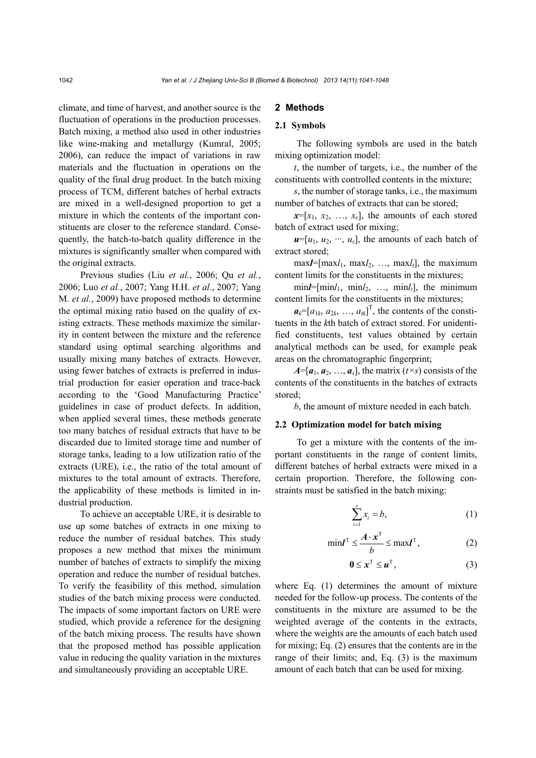climate, and time of harvest, and another source is the fluctuation of operations in the production processes. Batch mixing, a method also used in other industries like wine-making and metallurgy (Kumral, 2005; 2006), can reduce the impact of variations in raw materials and the fluctuation in operations on the quality of the final drug product. In the batch mixing process of TCM, different batches of herbal extracts are mixed in a well-designed proportion to get a mixture in which the contents of the important constituents are closer to the reference standard. Consequently, the batch-to-batch quality difference in the mixtures is significantly smaller when compared with the original extracts.

Previous studies (Liu *et al.*, 2006; Qu *et al.*, 2006; Luo *et al.*, 2007; Yang H.H. *et al.*, 2007; Yang M. *et al.*, 2009) have proposed methods to determine the optimal mixing ratio based on the quality of existing extracts. These methods maximize the similarity in content between the mixture and the reference standard using optimal searching algorithms and usually mixing many batches of extracts. However, using fewer batches of extracts is preferred in industrial production for easier operation and trace-back according to the 'Good Manufacturing Practice' guidelines in case of product defects. In addition, when applied several times, these methods generate too many batches of residual extracts that have to be discarded due to limited storage time and number of storage tanks, leading to a low utilization ratio of the extracts (URE), i.e., the ratio of the total amount of mixtures to the total amount of extracts. Therefore, the applicability of these methods is limited in industrial production.

To achieve an acceptable URE, it is desirable to use up some batches of extracts in one mixing to reduce the number of residual batches. This study proposes a new method that mixes the minimum number of batches of extracts to simplify the mixing operation and reduce the number of residual batches. To verify the feasibility of this method, simulation studies of the batch mixing process were conducted. The impacts of some important factors on URE were studied, which provide a reference for the designing of the batch mixing process. The results have shown that the proposed method has possible application value in reducing the quality variation in the mixtures and simultaneously providing an acceptable URE.

## 2 Methods

### 2.1 Symbols

The following symbols are used in the batch mixing optimization model:

$t$, the number of targets, i.e., the number of the constituents with controlled contents in the mixture;

$s$, the number of storage tanks, i.e., the maximum number of batches of extracts that can be stored;

$\boldsymbol{x}=[x_1, x_2, \ldots, x_s]$, the amounts of each stored batch of extract used for mixing;

$\boldsymbol{u}=[u_1, u_2, \cdots, u_s]$, the amounts of each batch of extract stored;

$\max\boldsymbol{l}=[\max l_1, \max l_2, \ldots, \max l_t]$, the maximum content limits for the constituents in the mixtures;

$\min\boldsymbol{l}=[\min l_1, \min l_2, \ldots, \min l_t]$, the minimum content limits for the constituents in the mixtures;

$\boldsymbol{a}_k=[a_{1k}, a_{2k}, \ldots, a_{tk}]^{\mathrm{T}}$, the contents of the constituents in the $k$th batch of extract stored. For unidentified constituents, test values obtained by certain analytical methods can be used, for example peak areas on the chromatographic fingerprint;

$\boldsymbol{A}=[\boldsymbol{a}_1, \boldsymbol{a}_2, \ldots, \boldsymbol{a}_s]$, the matrix ($t\times s$) consists of the contents of the constituents in the batches of extracts stored;

$b$, the amount of mixture needed in each batch.

### 2.2 Optimization model for batch mixing

To get a mixture with the contents of the important constituents in the range of content limits, different batches of herbal extracts were mixed in a certain proportion. Therefore, the following constraints must be satisfied in the batch mixing:

$$\sum_{i=1}^{s} x_i = b, \tag{1}$$

$$\min\boldsymbol{l}^{\mathrm{T}} \leq \frac{\boldsymbol{A}\cdot\boldsymbol{x}^{\mathrm{T}}}{b} \leq \max\boldsymbol{l}^{\mathrm{T}}, \tag{2}$$

$$\boldsymbol{0} \leq \boldsymbol{x}^{\mathrm{T}} \leq \boldsymbol{u}^{\mathrm{T}}, \tag{3}$$

where Eq. (1) determines the amount of mixture needed for the follow-up process. The contents of the constituents in the mixture are assumed to be the weighted average of the contents in the extracts, where the weights are the amounts of each batch used for mixing; Eq. (2) ensures that the contents are in the range of their limits; and, Eq. (3) is the maximum amount of each batch that can be used for mixing.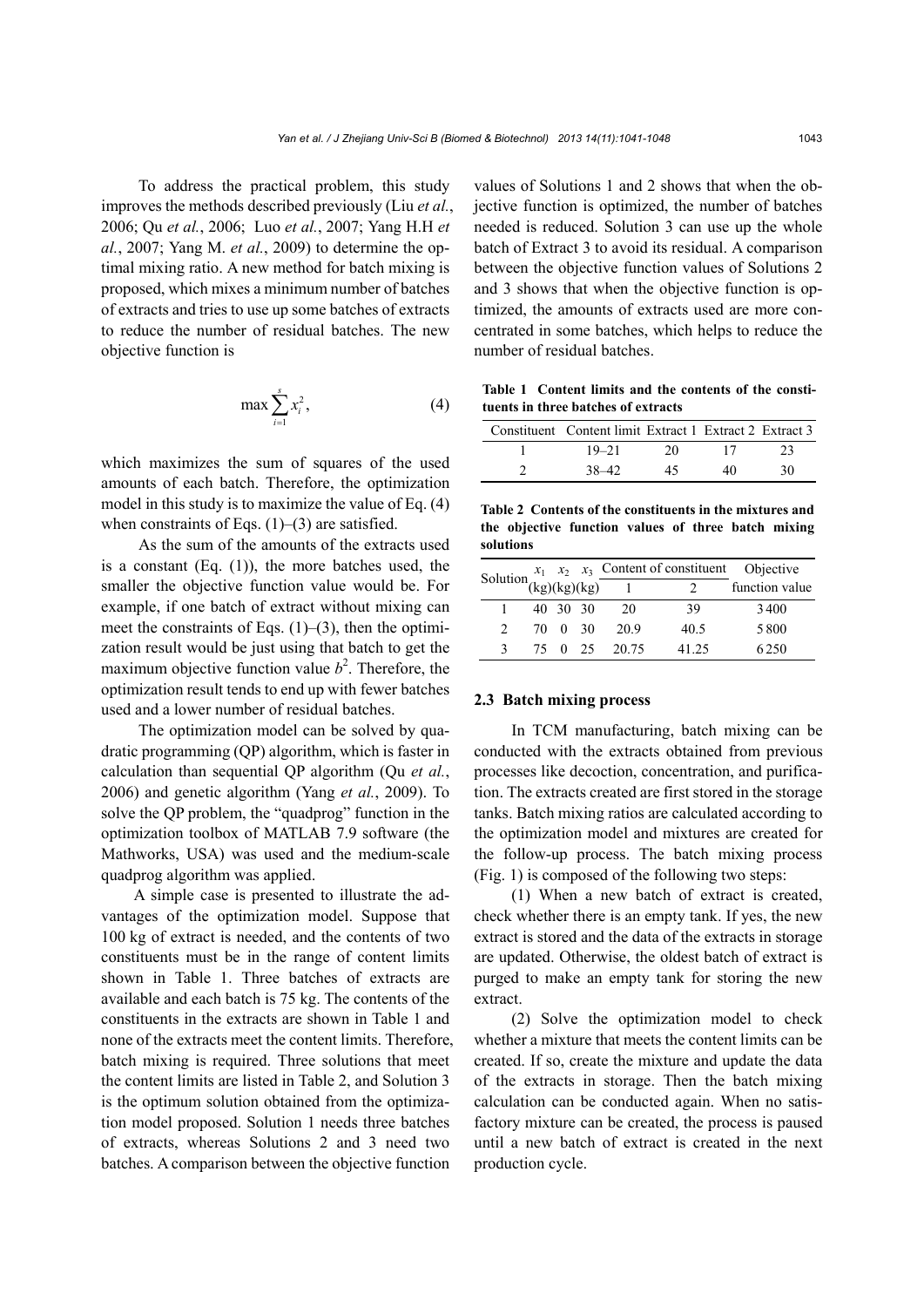To address the practical problem, this study improves the methods described previously (Liu *et al.*, 2006; Qu *et al.*, 2006; Luo *et al.*, 2007; Yang H.H *et al.*, 2007; Yang M. *et al.*, 2009) to determine the optimal mixing ratio. A new method for batch mixing is proposed, which mixes a minimum number of batches of extracts and tries to use up some batches of extracts to reduce the number of residual batches. The new objective function is

$$\max \sum_{i=1}^{s} x_i^2, \tag{4}$$

which maximizes the sum of squares of the used amounts of each batch. Therefore, the optimization model in this study is to maximize the value of Eq. (4) when constraints of Eqs. (1)–(3) are satisfied.

As the sum of the amounts of the extracts used is a constant (Eq. (1)), the more batches used, the smaller the objective function value would be. For example, if one batch of extract without mixing can meet the constraints of Eqs. (1)–(3), then the optimization result would be just using that batch to get the maximum objective function value $b^2$. Therefore, the optimization result tends to end up with fewer batches used and a lower number of residual batches.

The optimization model can be solved by quadratic programming (QP) algorithm, which is faster in calculation than sequential QP algorithm (Qu *et al.*, 2006) and genetic algorithm (Yang *et al.*, 2009). To solve the QP problem, the "quadprog" function in the optimization toolbox of MATLAB 7.9 software (the Mathworks, USA) was used and the medium-scale quadprog algorithm was applied.

A simple case is presented to illustrate the advantages of the optimization model. Suppose that 100 kg of extract is needed, and the contents of two constituents must be in the range of content limits shown in Table 1. Three batches of extracts are available and each batch is 75 kg. The contents of the constituents in the extracts are shown in Table 1 and none of the extracts meet the content limits. Therefore, batch mixing is required. Three solutions that meet the content limits are listed in Table 2, and Solution 3 is the optimum solution obtained from the optimization model proposed. Solution 1 needs three batches of extracts, whereas Solutions 2 and 3 need two batches. A comparison between the objective function values of Solutions 1 and 2 shows that when the objective function is optimized, the number of batches needed is reduced. Solution 3 can use up the whole batch of Extract 3 to avoid its residual. A comparison between the objective function values of Solutions 2 and 3 shows that when the objective function is optimized, the amounts of extracts used are more concentrated in some batches, which helps to reduce the number of residual batches.

**Table 1 Content limits and the contents of the constituents in three batches of extracts**

| Constituent | Content limit | Extract 1 | Extract 2 | Extract 3 |
|---|---|---|---|---|
| 1 | 19–21 | 20 | 17 | 23 |
| 2 | 38–42 | 45 | 40 | 30 |

**Table 2 Contents of the constituents in the mixtures and the objective function values of three batch mixing solutions**

| Solution | $x_1$ (kg) | $x_2$ (kg) | $x_3$ (kg) | Content of constituent 1 | Content of constituent 2 | Objective function value |
|---|---|---|---|---|---|---|
| 1 | 40 | 30 | 30 | 20 | 39 | 3400 |
| 2 | 70 | 0 | 30 | 20.9 | 40.5 | 5800 |
| 3 | 75 | 0 | 25 | 20.75 | 41.25 | 6250 |

### 2.3 Batch mixing process

In TCM manufacturing, batch mixing can be conducted with the extracts obtained from previous processes like decoction, concentration, and purification. The extracts created are first stored in the storage tanks. Batch mixing ratios are calculated according to the optimization model and mixtures are created for the follow-up process. The batch mixing process (Fig. 1) is composed of the following two steps:

(1) When a new batch of extract is created, check whether there is an empty tank. If yes, the new extract is stored and the data of the extracts in storage are updated. Otherwise, the oldest batch of extract is purged to make an empty tank for storing the new extract.

(2) Solve the optimization model to check whether a mixture that meets the content limits can be created. If so, create the mixture and update the data of the extracts in storage. Then the batch mixing calculation can be conducted again. When no satisfactory mixture can be created, the process is paused until a new batch of extract is created in the next production cycle.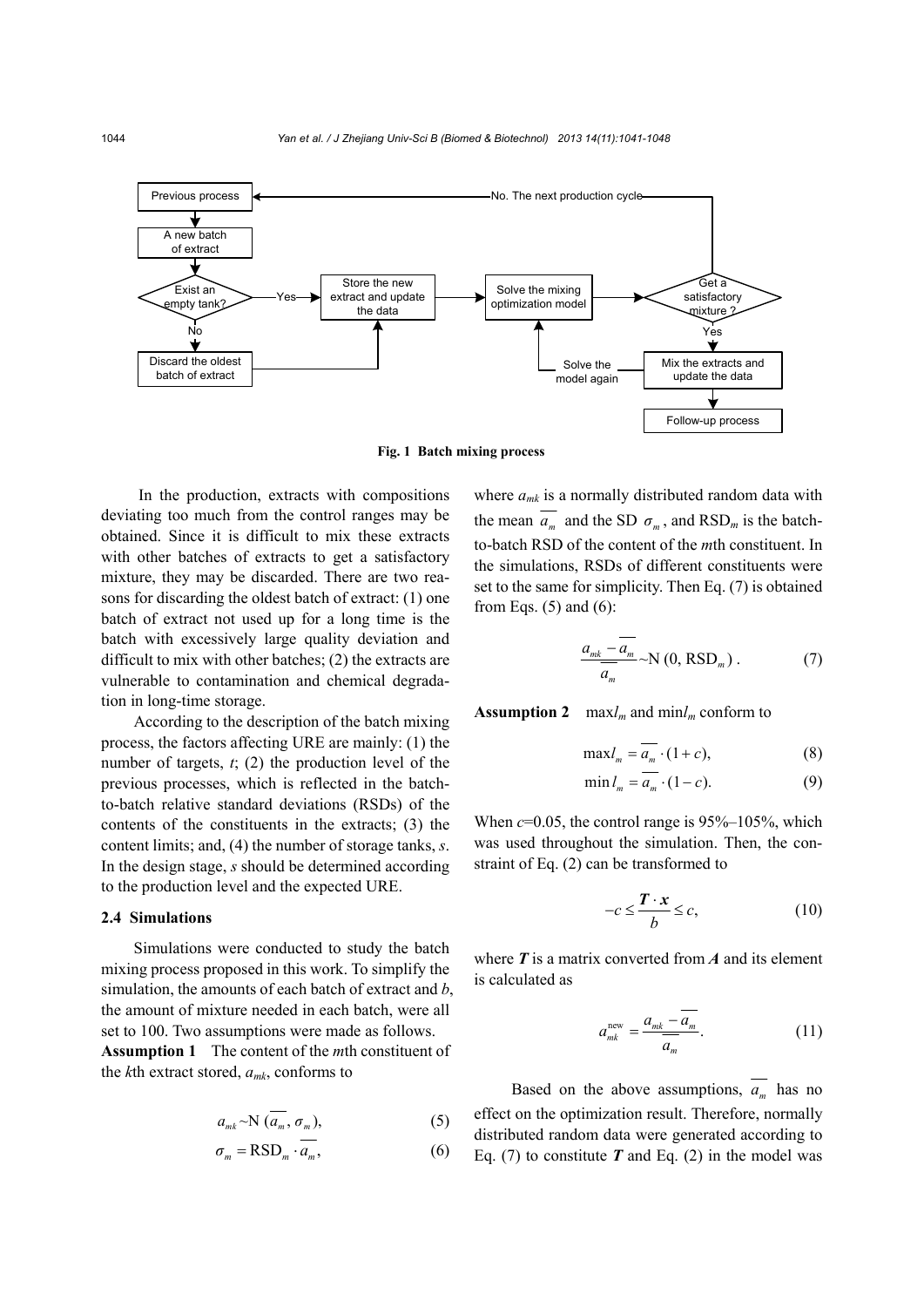Fig. 1 Batch mixing process

In the production, extracts with compositions deviating too much from the control ranges may be obtained. Since it is difficult to mix these extracts with other batches of extracts to get a satisfactory mixture, they may be discarded. There are two reasons for discarding the oldest batch of extract: (1) one batch of extract not used up for a long time is the batch with excessively large quality deviation and difficult to mix with other batches; (2) the extracts are vulnerable to contamination and chemical degradation in long-time storage.

According to the description of the batch mixing process, the factors affecting URE are mainly: (1) the number of targets, $t$; (2) the production level of the previous processes, which is reflected in the batch-to-batch relative standard deviations (RSDs) of the contents of the constituents in the extracts; (3) the content limits; and, (4) the number of storage tanks, $s$. In the design stage, $s$ should be determined according to the production level and the expected URE.

### 2.4 Simulations

Simulations were conducted to study the batch mixing process proposed in this work. To simplify the simulation, the amounts of each batch of extract and $b$, the amount of mixture needed in each batch, were all set to 100. Two assumptions were made as follows.

**Assumption 1** The content of the $m$th constituent of the $k$th extract stored, $a_{mk}$, conforms to

$$a_{mk} \sim \mathrm{N}\,(\overline{a_m}, \sigma_m), \tag{5}$$

$$\sigma_m = \mathrm{RSD}_m \cdot \overline{a_m}, \tag{6}$$

where $a_{mk}$ is a normally distributed random data with the mean $\overline{a_m}$ and the SD $\sigma_m$, and $\mathrm{RSD}_m$ is the batch-to-batch RSD of the content of the $m$th constituent. In the simulations, RSDs of different constituents were set to the same for simplicity. Then Eq. (7) is obtained from Eqs. (5) and (6):

$$\frac{a_{mk} - \overline{a_m}}{\overline{a_m}} \sim \mathrm{N}\,(0, \mathrm{RSD}_m)\,. \tag{7}$$

**Assumption 2** $\max l_m$ and $\min l_m$ conform to

$$\max l_m = \overline{a_m} \cdot (1 + c), \tag{8}$$

$$\min l_m = \overline{a_m} \cdot (1 - c). \tag{9}$$

When $c$=0.05, the control range is 95%–105%, which was used throughout the simulation. Then, the constraint of Eq. (2) can be transformed to

$$-c \le \frac{\boldsymbol{T} \cdot \boldsymbol{x}}{b} \le c, \tag{10}$$

where $\boldsymbol{T}$ is a matrix converted from $\boldsymbol{A}$ and its element is calculated as

$$a_{mk}^{\text{new}} = \frac{a_{mk} - \overline{a_m}}{\overline{a_m}}. \tag{11}$$

Based on the above assumptions, $\overline{a_m}$ has no effect on the optimization result. Therefore, normally distributed random data were generated according to Eq. (7) to constitute $\boldsymbol{T}$ and Eq. (2) in the model was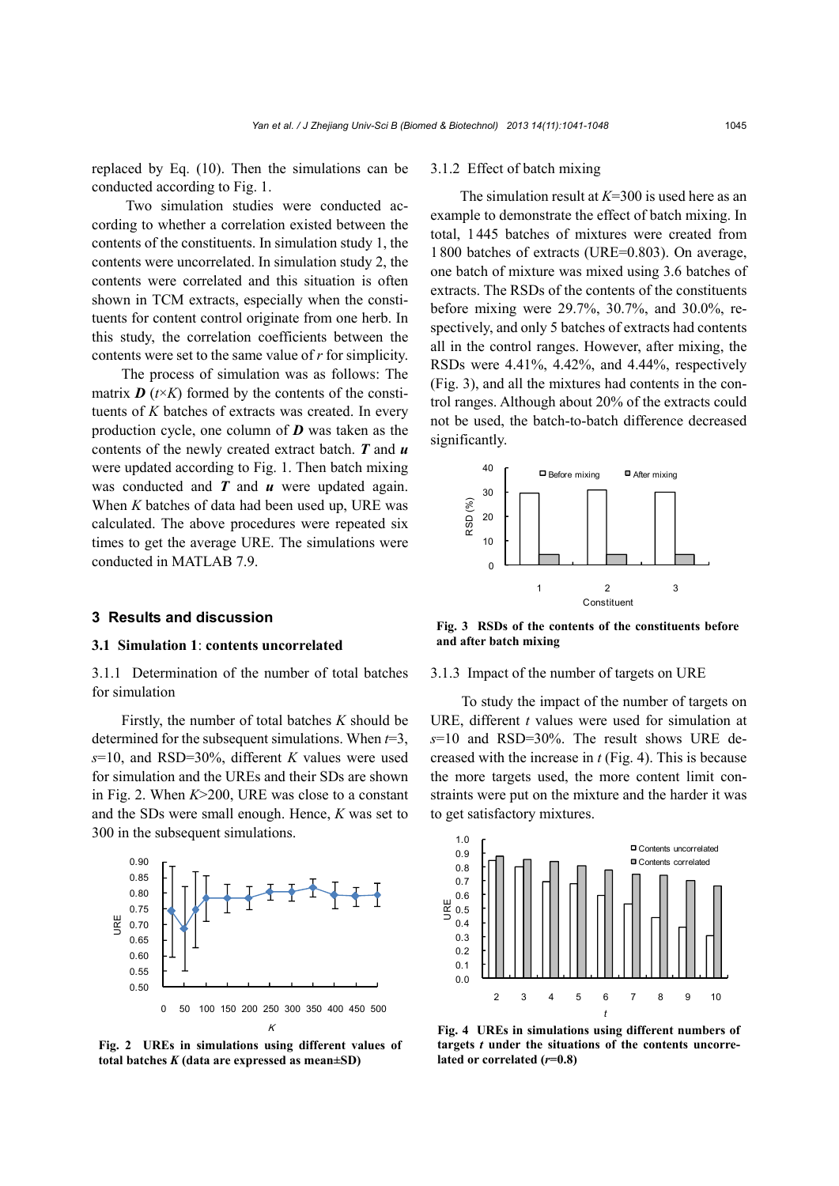replaced by Eq. (10). Then the simulations can be conducted according to Fig. 1.

Two simulation studies were conducted according to whether a correlation existed between the contents of the constituents. In simulation study 1, the contents were uncorrelated. In simulation study 2, the contents were correlated and this situation is often shown in TCM extracts, especially when the constituents for content control originate from one herb. In this study, the correlation coefficients between the contents were set to the same value of $r$ for simplicity.

The process of simulation was as follows: The matrix $\boldsymbol{D}$ ($t \times K$) formed by the contents of the constituents of $K$ batches of extracts was created. In every production cycle, one column of $\boldsymbol{D}$ was taken as the contents of the newly created extract batch. $\boldsymbol{T}$ and $\boldsymbol{u}$ were updated according to Fig. 1. Then batch mixing was conducted and $\boldsymbol{T}$ and $\boldsymbol{u}$ were updated again. When $K$ batches of data had been used up, URE was calculated. The above procedures were repeated six times to get the average URE. The simulations were conducted in MATLAB 7.9.

## 3 Results and discussion

### 3.1 Simulation 1: contents uncorrelated

#### 3.1.1 Determination of the number of total batches for simulation

Firstly, the number of total batches $K$ should be determined for the subsequent simulations. When $t$=3, $s$=10, and RSD=30%, different $K$ values were used for simulation and the UREs and their SDs are shown in Fig. 2. When $K$>200, URE was close to a constant and the SDs were small enough. Hence, $K$ was set to 300 in the subsequent simulations.

**Fig. 2 UREs in simulations using different values of total batches $K$ (data are expressed as mean±SD)**

#### 3.1.2 Effect of batch mixing

The simulation result at $K$=300 is used here as an example to demonstrate the effect of batch mixing. In total, 1445 batches of mixtures were created from 1800 batches of extracts (URE=0.803). On average, one batch of mixture was mixed using 3.6 batches of extracts. The RSDs of the contents of the constituents before mixing were 29.7%, 30.7%, and 30.0%, respectively, and only 5 batches of extracts had contents all in the control ranges. However, after mixing, the RSDs were 4.41%, 4.42%, and 4.44%, respectively (Fig. 3), and all the mixtures had contents in the control ranges. Although about 20% of the extracts could not be used, the batch-to-batch difference decreased significantly.

**Fig. 3 RSDs of the contents of the constituents before and after batch mixing**

#### 3.1.3 Impact of the number of targets on URE

To study the impact of the number of targets on URE, different $t$ values were used for simulation at $s$=10 and RSD=30%. The result shows URE decreased with the increase in $t$ (Fig. 4). This is because the more targets used, the more content limit constraints were put on the mixture and the harder it was to get satisfactory mixtures.

**Fig. 4 UREs in simulations using different numbers of targets $t$ under the situations of the contents uncorrelated or correlated ($r$=0.8)**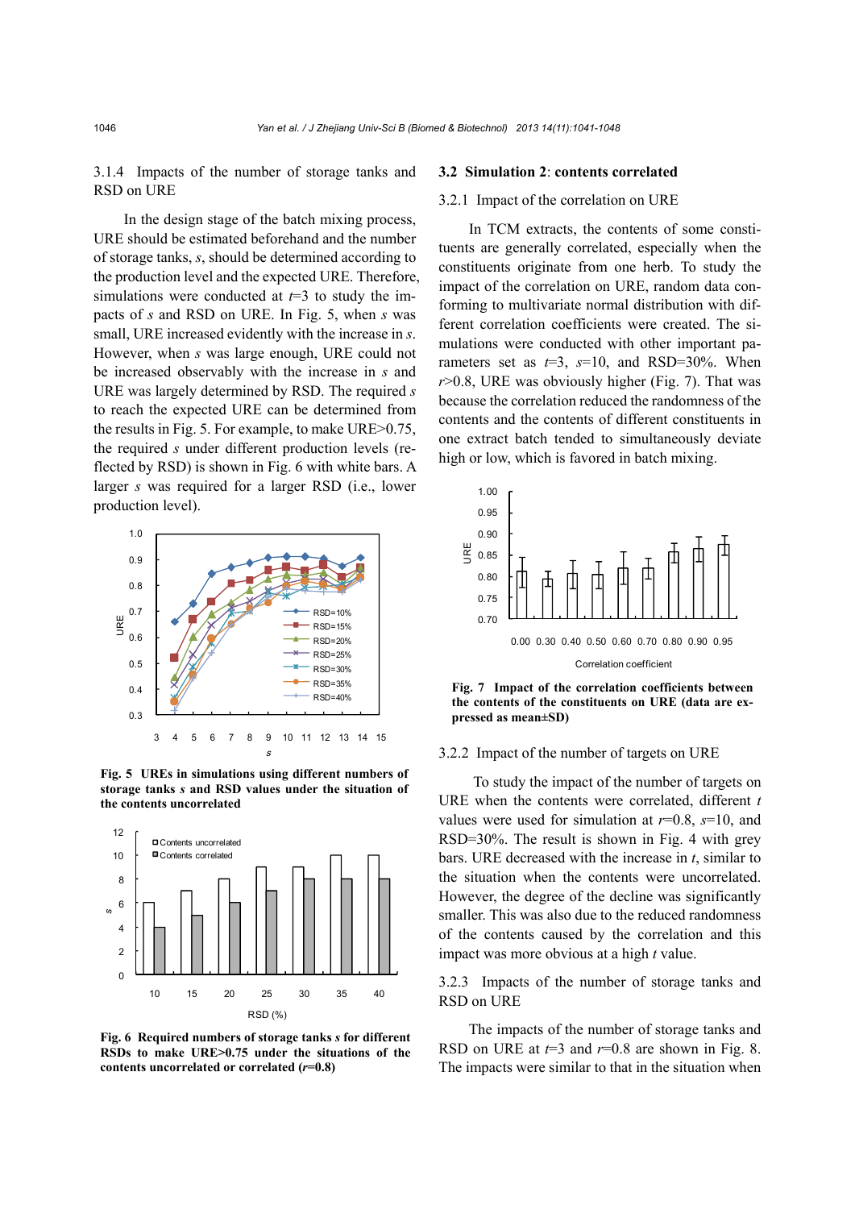#### 3.1.4 Impacts of the number of storage tanks and RSD on URE

In the design stage of the batch mixing process, URE should be estimated beforehand and the number of storage tanks, $s$, should be determined according to the production level and the expected URE. Therefore, simulations were conducted at $t$=3 to study the impacts of $s$ and RSD on URE. In Fig. 5, when $s$ was small, URE increased evidently with the increase in $s$. However, when $s$ was large enough, URE could not be increased observably with the increase in $s$ and URE was largely determined by RSD. The required $s$ to reach the expected URE can be determined from the results in Fig. 5. For example, to make URE>0.75, the required $s$ under different production levels (reflected by RSD) is shown in Fig. 6 with white bars. A larger $s$ was required for a larger RSD (i.e., lower production level).

**Fig. 5 UREs in simulations using different numbers of storage tanks $s$ and RSD values under the situation of the contents uncorrelated**

**Fig. 6 Required numbers of storage tanks $s$ for different RSDs to make URE>0.75 under the situations of the contents uncorrelated or correlated ($r$=0.8)**

### 3.2 Simulation 2: contents correlated

#### 3.2.1 Impact of the correlation on URE

In TCM extracts, the contents of some constituents are generally correlated, especially when the constituents originate from one herb. To study the impact of the correlation on URE, random data conforming to multivariate normal distribution with different correlation coefficients were created. The simulations were conducted with other important parameters set as $t$=3, $s$=10, and RSD=30%. When $r$>0.8, URE was obviously higher (Fig. 7). That was because the correlation reduced the randomness of the contents and the contents of different constituents in one extract batch tended to simultaneously deviate high or low, which is favored in batch mixing.

**Fig. 7 Impact of the correlation coefficients between the contents of the constituents on URE (data are expressed as mean±SD)**

#### 3.2.2 Impact of the number of targets on URE

To study the impact of the number of targets on URE when the contents were correlated, different $t$ values were used for simulation at $r$=0.8, $s$=10, and RSD=30%. The result is shown in Fig. 4 with grey bars. URE decreased with the increase in $t$, similar to the situation when the contents were uncorrelated. However, the degree of the decline was significantly smaller. This was also due to the reduced randomness of the contents caused by the correlation and this impact was more obvious at a high $t$ value.

#### 3.2.3 Impacts of the number of storage tanks and RSD on URE

The impacts of the number of storage tanks and RSD on URE at $t$=3 and $r$=0.8 are shown in Fig. 8. The impacts were similar to that in the situation when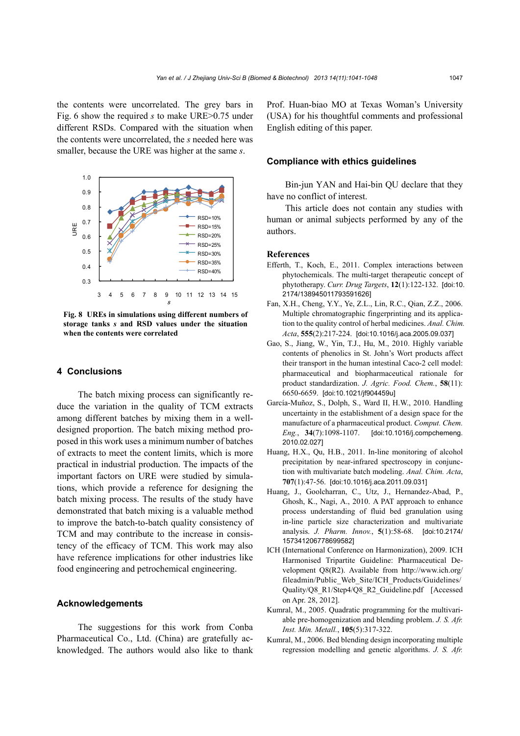the contents were uncorrelated. The grey bars in Fig. 6 show the required $s$ to make URE>0.75 under different RSDs. Compared with the situation when the contents were uncorrelated, the $s$ needed here was smaller, because the URE was higher at the same $s$.

**Fig. 8 UREs in simulations using different numbers of storage tanks $s$ and RSD values under the situation when the contents were correlated**

## 4 Conclusions

The batch mixing process can significantly reduce the variation in the quality of TCM extracts among different batches by mixing them in a well-designed proportion. The batch mixing method proposed in this work uses a minimum number of batches of extracts to meet the content limits, which is more practical in industrial production. The impacts of the important factors on URE were studied by simulations, which provide a reference for designing the batch mixing process. The results of the study have demonstrated that batch mixing is a valuable method to improve the batch-to-batch quality consistency of TCM and may contribute to the increase in consistency of the efficacy of TCM. This work may also have reference implications for other industries like food engineering and petrochemical engineering.

## Acknowledgements

The suggestions for this work from Conba Pharmaceutical Co., Ltd. (China) are gratefully acknowledged. The authors would also like to thank Prof. Huan-biao MO at Texas Woman's University (USA) for his thoughtful comments and professional English editing of this paper.

## Compliance with ethics guidelines

Bin-jun YAN and Hai-bin QU declare that they have no conflict of interest.

This article does not contain any studies with human or animal subjects performed by any of the authors.

## References

Efferth, T., Koch, E., 2011. Complex interactions between phytochemicals. The multi-target therapeutic concept of phytotherapy. *Curr. Drug Targets*, **12**(1):122-132. [doi:10.2174/138945011793591626]

Fan, X.H., Cheng, Y.Y., Ye, Z.L., Lin, R.C., Qian, Z.Z., 2006. Multiple chromatographic fingerprinting and its application to the quality control of herbal medicines. *Anal. Chim. Acta*, **555**(2):217-224. [doi:10.1016/j.aca.2005.09.037]

Gao, S., Jiang, W., Yin, T.J., Hu, M., 2010. Highly variable contents of phenolics in St. John's Wort products affect their transport in the human intestinal Caco-2 cell model: pharmaceutical and biopharmaceutical rationale for product standardization. *J. Agric. Food. Chem.*, **58**(11): 6650-6659. [doi:10.1021/jf904459u]

García-Muñoz, S., Dolph, S., Ward II, H.W., 2010. Handling uncertainty in the establishment of a design space for the manufacture of a pharmaceutical product. *Comput. Chem. Eng.*, **34**(7):1098-1107. [doi:10.1016/j.compchemeng.2010.02.027]

Huang, H.X., Qu, H.B., 2011. In-line monitoring of alcohol precipitation by near-infrared spectroscopy in conjunction with multivariate batch modeling. *Anal. Chim. Acta*, **707**(1):47-56. [doi:10.1016/j.aca.2011.09.031]

Huang, J., Goolcharran, C., Utz, J., Hernandez-Abad, P., Ghosh, K., Nagi, A., 2010. A PAT approach to enhance process understanding of fluid bed granulation using in-line particle size characterization and multivariate analysis. *J. Pharm. Innov.*, **5**(1):58-68. [doi:10.2174/157341206778699582]

ICH (International Conference on Harmonization), 2009. ICH Harmonised Tripartite Guideline: Pharmaceutical Development Q8(R2). Available from http://www.ich.org/fileadmin/Public_Web_Site/ICH_Products/Guidelines/Quality/Q8_R1/Step4/Q8_R2_Guideline.pdf [Accessed on Apr. 28, 2012].

Kumral, M., 2005. Quadratic programming for the multivariable pre-homogenization and blending problem. *J. S. Afr. Inst. Min. Metall.*, **105**(5):317-322.

Kumral, M., 2006. Bed blending design incorporating multiple regression modelling and genetic algorithms. *J. S. Afr.*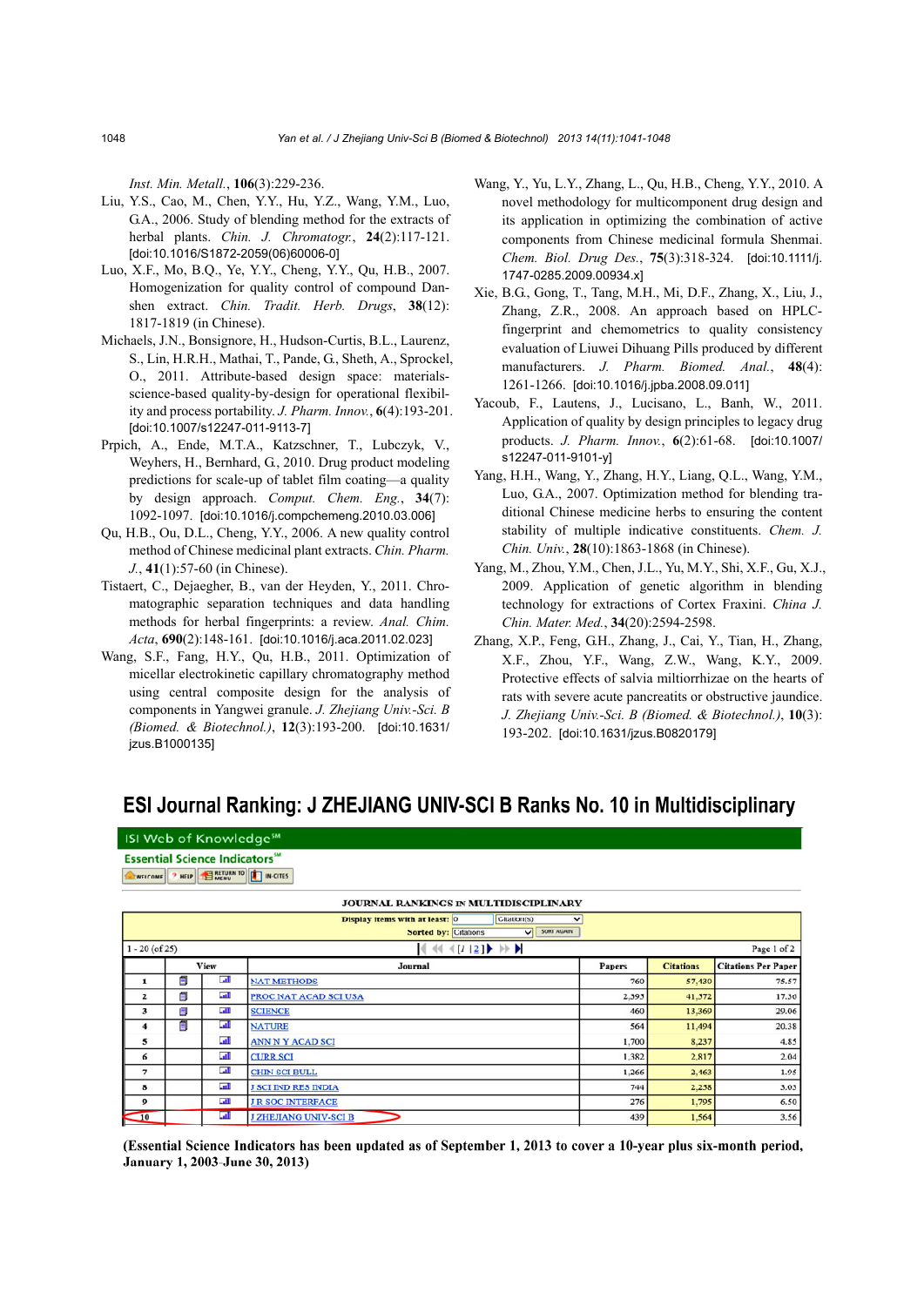*Inst. Min. Metall.*, **106**(3):229-236.

Liu, Y.S., Cao, M., Chen, Y.Y., Hu, Y.Z., Wang, Y.M., Luo, G.A., 2006. Study of blending method for the extracts of herbal plants. *Chin. J. Chromatogr.*, **24**(2):117-121. [doi:10.1016/S1872-2059(06)60006-0]

Luo, X.F., Mo, B.Q., Ye, Y.Y., Cheng, Y.Y., Qu, H.B., 2007. Homogenization for quality control of compound Danshen extract. *Chin. Tradit. Herb. Drugs*, **38**(12): 1817-1819 (in Chinese).

Michaels, J.N., Bonsignore, H., Hudson-Curtis, B.L., Laurenz, S., Lin, H.R.H., Mathai, T., Pande, G., Sheth, A., Sprockel, O., 2011. Attribute-based design space: materials-science-based quality-by-design for operational flexibility and process portability. *J. Pharm. Innov.*, **6**(4):193-201. [doi:10.1007/s12247-011-9113-7]

Prpich, A., Ende, M.T.A., Katzschner, T., Lubczyk, V., Weyhers, H., Bernhard, G., 2010. Drug product modeling predictions for scale-up of tablet film coating—a quality by design approach. *Comput. Chem. Eng.*, **34**(7): 1092-1097. [doi:10.1016/j.compchemeng.2010.03.006]

Qu, H.B., Ou, D.L., Cheng, Y.Y., 2006. A new quality control method of Chinese medicinal plant extracts. *Chin. Pharm. J.*, **41**(1):57-60 (in Chinese).

Tistaert, C., Dejaegher, B., van der Heyden, Y., 2011. Chromatographic separation techniques and data handling methods for herbal fingerprints: a review. *Anal. Chim. Acta*, **690**(2):148-161. [doi:10.1016/j.aca.2011.02.023]

Wang, S.F., Fang, H.Y., Qu, H.B., 2011. Optimization of micellar electrokinetic capillary chromatography method using central composite design for the analysis of components in Yangwei granule. *J. Zhejiang Univ.-Sci. B (Biomed. & Biotechnol.)*, **12**(3):193-200. [doi:10.1631/jzus.B1000135]

Wang, Y., Yu, L.Y., Zhang, L., Qu, H.B., Cheng, Y.Y., 2010. A novel methodology for multicomponent drug design and its application in optimizing the combination of active components from Chinese medicinal formula Shenmai. *Chem. Biol. Drug Des.*, **75**(3):318-324. [doi:10.1111/j.1747-0285.2009.00934.x]

Xie, B.G., Gong, T., Tang, M.H., Mi, D.F., Zhang, X., Liu, J., Zhang, Z.R., 2008. An approach based on HPLC-fingerprint and chemometrics to quality consistency evaluation of Liuwei Dihuang Pills produced by different manufacturers. *J. Pharm. Biomed. Anal.*, **48**(4): 1261-1266. [doi:10.1016/j.jpba.2008.09.011]

Yacoub, F., Lautens, J., Lucisano, L., Banh, W., 2011. Application of quality by design principles to legacy drug products. *J. Pharm. Innov.*, **6**(2):61-68. [doi:10.1007/s12247-011-9101-y]

Yang, H.H., Wang, Y., Zhang, H.Y., Liang, Q.L., Wang, Y.M., Luo, G.A., 2007. Optimization method for blending traditional Chinese medicine herbs to ensuring the content stability of multiple indicative constituents. *Chem. J. Chin. Univ.*, **28**(10):1863-1868 (in Chinese).

Yang, M., Zhou, Y.M., Chen, J.L., Yu, M.Y., Shi, X.F., Gu, X.J., 2009. Application of genetic algorithm in blending technology for extractions of Cortex Fraxini. *China J. Chin. Mater. Med.*, **34**(20):2594-2598.

Zhang, X.P., Feng, G.H., Zhang, J., Cai, Y., Tian, H., Zhang, X.F., Zhou, Y.F., Wang, Z.W., Wang, K.Y., 2009. Protective effects of salvia miltiorrhizae on the hearts of rats with severe acute pancreatitis or obstructive jaundice. *J. Zhejiang Univ.-Sci. B (Biomed. & Biotechnol.)*, **10**(3): 193-202. [doi:10.1631/jzus.B0820179]

## ESI Journal Ranking: J ZHEJIANG UNIV-SCI B Ranks No. 10 in Multidisciplinary

ISI Web of Knowledge℠

Essential Science Indicators℠

JOURNAL RANKINGS IN MULTIDISCIPLINARY

Display items with at least: 0 Citation(s)

Sorted by: Citations

1 - 20 (of 25) Page 1 of 2

| | View | | Journal | Papers | Citations | Citations Per Paper |
|---|---|---|---|---|---|---|
| 1 | | | NAT METHODS | 760 | 57,430 | 75.57 |
| 2 | | | PROC NAT ACAD SCI USA | 2,393 | 41,372 | 17.30 |
| 3 | | | SCIENCE | 460 | 13,369 | 29.06 |
| 4 | | | NATURE | 564 | 11,494 | 20.38 |
| 5 | | | ANN N Y ACAD SCI | 1,700 | 8,237 | 4.85 |
| 6 | | | CURR SCI | 1,382 | 2,817 | 2.04 |
| 7 | | | CHIN SCI BULL | 1,266 | 2,463 | 1.95 |
| 8 | | | J SCI IND RES INDIA | 744 | 2,238 | 3.03 |
| 9 | | | J R SOC INTERFACE | 276 | 1,795 | 6.50 |
| 10 | | | J ZHEJIANG UNIV-SCI B | 439 | 1,564 | 3.56 |

**(Essential Science Indicators has been updated as of September 1, 2013 to cover a 10-year plus six-month period, January 1, 2003–June 30, 2013)**